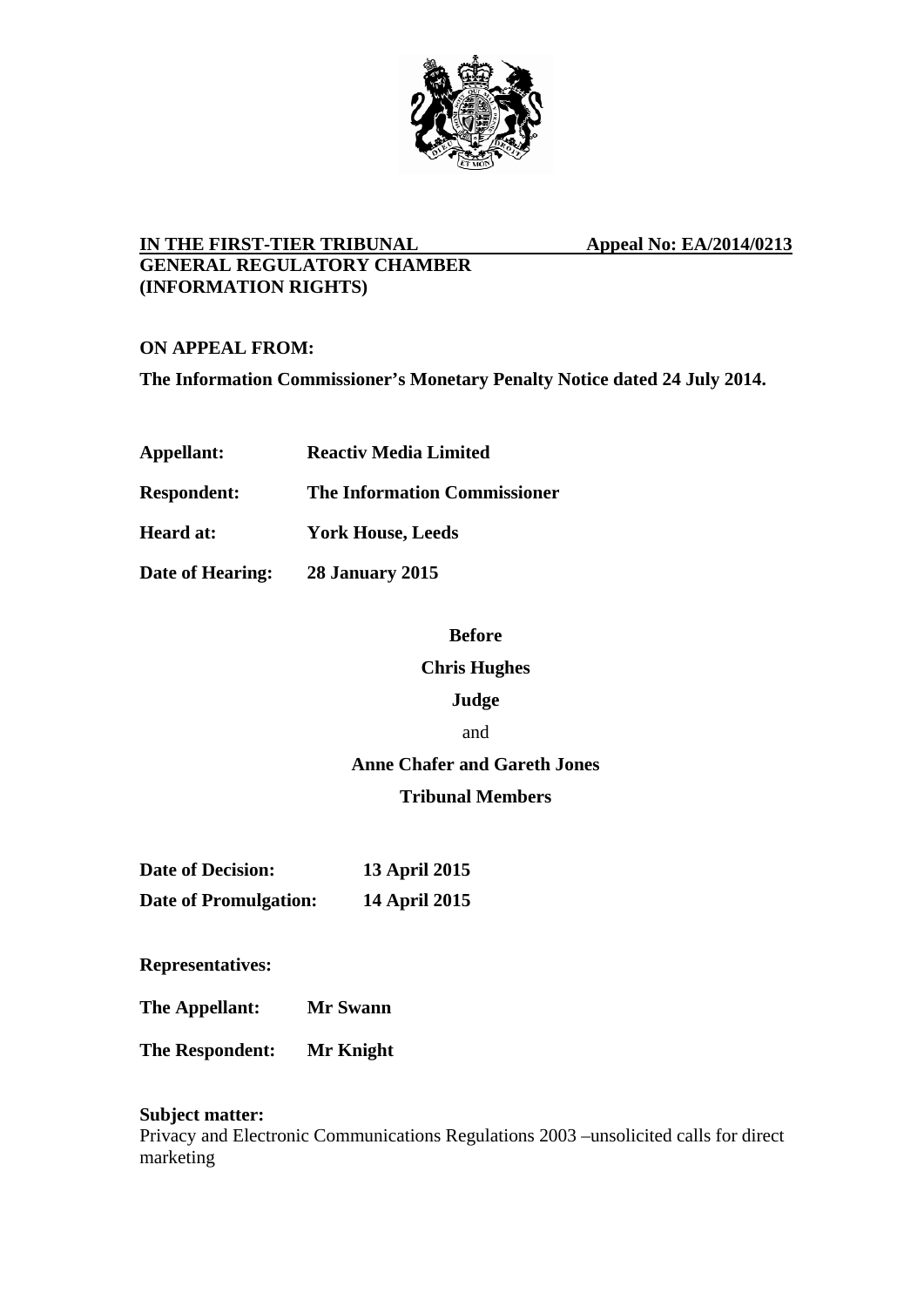**IN THE FIRST-TIER TRIBUNAL** **Appeal No: EA/2014/0213**
**GENERAL REGULATORY CHAMBER**
**(INFORMATION RIGHTS)**

**ON APPEAL FROM:**

**The Information Commissioner's Monetary Penalty Notice dated 24 July 2014.**

| | |
|---|---|
| **Appellant:** | **Reactiv Media Limited** |
| **Respondent:** | **The Information Commissioner** |
| **Heard at:** | **York House, Leeds** |
| **Date of Hearing:** | **28 January 2015** |

**Before**

**Chris Hughes**

**Judge**

and

**Anne Chafer and Gareth Jones**

**Tribunal Members**

| | |
|---|---|
| **Date of Decision:** | **13 April 2015** |
| **Date of Promulgation:** | **14 April 2015** |

**Representatives:**

| | |
|---|---|
| **The Appellant:** | **Mr Swann** |
| **The Respondent:** | **Mr Knight** |

**Subject matter:**

Privacy and Electronic Communications Regulations 2003 –unsolicited calls for direct marketing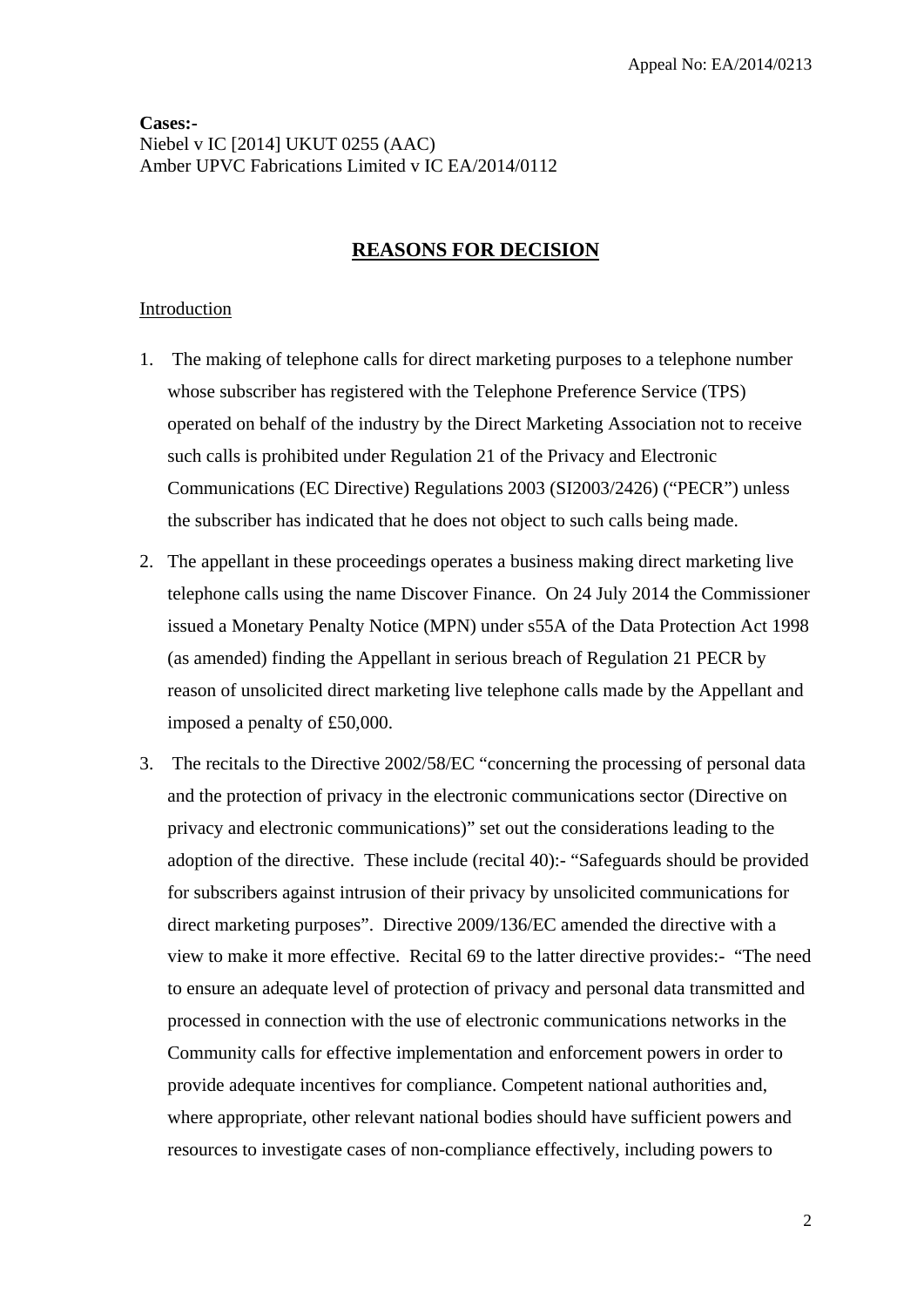**Cases:-**
Niebel v IC [2014] UKUT 0255 (AAC)
Amber UPVC Fabrications Limited v IC EA/2014/0112

## REASONS FOR DECISION

Introduction

1. The making of telephone calls for direct marketing purposes to a telephone number whose subscriber has registered with the Telephone Preference Service (TPS) operated on behalf of the industry by the Direct Marketing Association not to receive such calls is prohibited under Regulation 21 of the Privacy and Electronic Communications (EC Directive) Regulations 2003 (SI2003/2426) ("PECR") unless the subscriber has indicated that he does not object to such calls being made.

2. The appellant in these proceedings operates a business making direct marketing live telephone calls using the name Discover Finance. On 24 July 2014 the Commissioner issued a Monetary Penalty Notice (MPN) under s55A of the Data Protection Act 1998 (as amended) finding the Appellant in serious breach of Regulation 21 PECR by reason of unsolicited direct marketing live telephone calls made by the Appellant and imposed a penalty of £50,000.

3. The recitals to the Directive 2002/58/EC "concerning the processing of personal data and the protection of privacy in the electronic communications sector (Directive on privacy and electronic communications)" set out the considerations leading to the adoption of the directive. These include (recital 40):- "Safeguards should be provided for subscribers against intrusion of their privacy by unsolicited communications for direct marketing purposes". Directive 2009/136/EC amended the directive with a view to make it more effective. Recital 69 to the latter directive provides:- "The need to ensure an adequate level of protection of privacy and personal data transmitted and processed in connection with the use of electronic communications networks in the Community calls for effective implementation and enforcement powers in order to provide adequate incentives for compliance. Competent national authorities and, where appropriate, other relevant national bodies should have sufficient powers and resources to investigate cases of non-compliance effectively, including powers to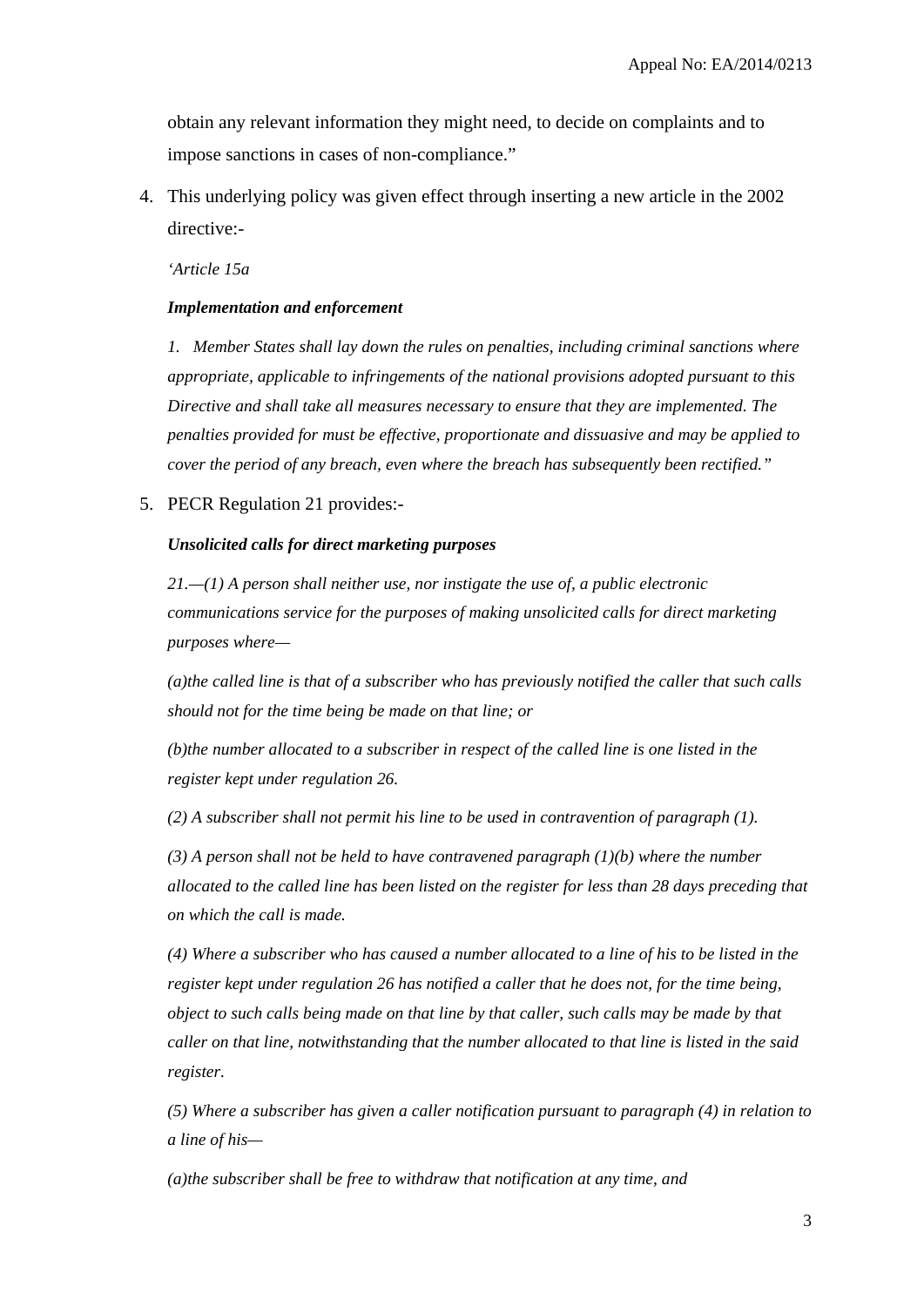obtain any relevant information they might need, to decide on complaints and to impose sanctions in cases of non-compliance."

4. This underlying policy was given effect through inserting a new article in the 2002 directive:-

*'Article 15a*

***Implementation and enforcement***

*1. Member States shall lay down the rules on penalties, including criminal sanctions where appropriate, applicable to infringements of the national provisions adopted pursuant to this Directive and shall take all measures necessary to ensure that they are implemented. The penalties provided for must be effective, proportionate and dissuasive and may be applied to cover the period of any breach, even where the breach has subsequently been rectified."*

5. PECR Regulation 21 provides:-

***Unsolicited calls for direct marketing purposes***

*21.—(1) A person shall neither use, nor instigate the use of, a public electronic communications service for the purposes of making unsolicited calls for direct marketing purposes where—*

*(a)the called line is that of a subscriber who has previously notified the caller that such calls should not for the time being be made on that line; or*

*(b)the number allocated to a subscriber in respect of the called line is one listed in the register kept under regulation 26.*

*(2) A subscriber shall not permit his line to be used in contravention of paragraph (1).*

*(3) A person shall not be held to have contravened paragraph (1)(b) where the number allocated to the called line has been listed on the register for less than 28 days preceding that on which the call is made.*

*(4) Where a subscriber who has caused a number allocated to a line of his to be listed in the register kept under regulation 26 has notified a caller that he does not, for the time being, object to such calls being made on that line by that caller, such calls may be made by that caller on that line, notwithstanding that the number allocated to that line is listed in the said register.*

*(5) Where a subscriber has given a caller notification pursuant to paragraph (4) in relation to a line of his—*

*(a)the subscriber shall be free to withdraw that notification at any time, and*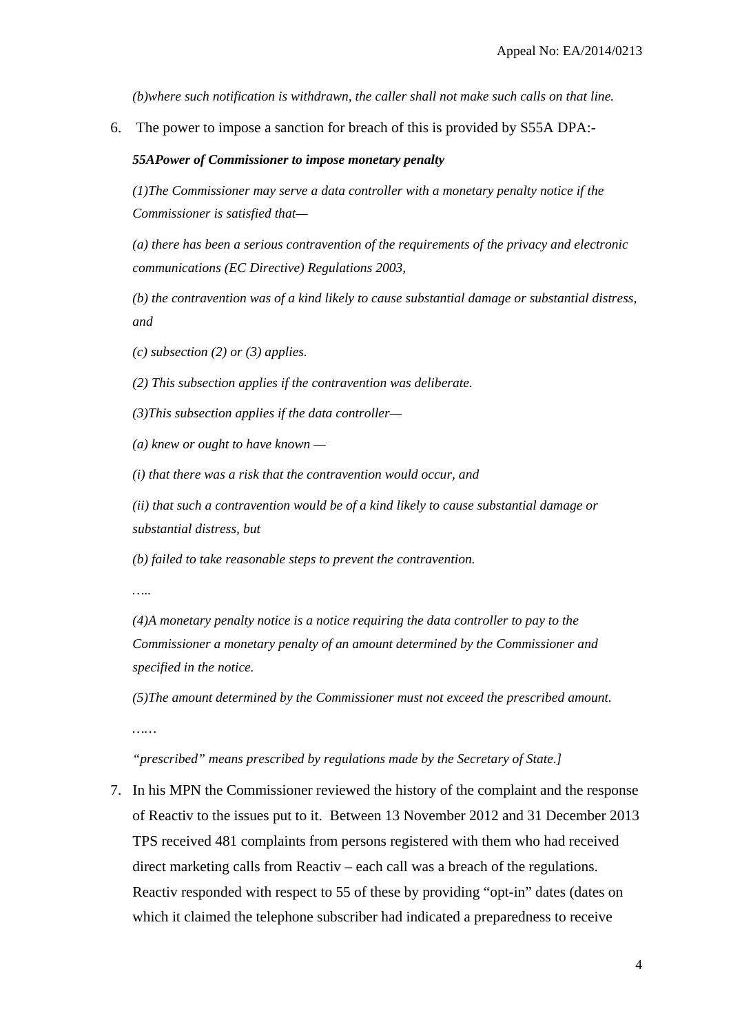*(b)where such notification is withdrawn, the caller shall not make such calls on that line.*

6. The power to impose a sanction for breach of this is provided by S55A DPA:-

   ***55APower of Commissioner to impose monetary penalty***

   *(1)The Commissioner may serve a data controller with a monetary penalty notice if the Commissioner is satisfied that—*

   *(a) there has been a serious contravention of the requirements of the privacy and electronic communications (EC Directive) Regulations 2003,*

   *(b) the contravention was of a kind likely to cause substantial damage or substantial distress, and*

   *(c) subsection (2) or (3) applies.*

   *(2) This subsection applies if the contravention was deliberate.*

   *(3)This subsection applies if the data controller—*

   *(a) knew or ought to have known —*

   *(i) that there was a risk that the contravention would occur, and*

   *(ii) that such a contravention would be of a kind likely to cause substantial damage or substantial distress, but*

   *(b) failed to take reasonable steps to prevent the contravention.*

   *…..*

   *(4)A monetary penalty notice is a notice requiring the data controller to pay to the Commissioner a monetary penalty of an amount determined by the Commissioner and specified in the notice.*

   *(5)The amount determined by the Commissioner must not exceed the prescribed amount.*

   *……*

   *"prescribed" means prescribed by regulations made by the Secretary of State.]*

7. In his MPN the Commissioner reviewed the history of the complaint and the response of Reactiv to the issues put to it. Between 13 November 2012 and 31 December 2013 TPS received 481 complaints from persons registered with them who had received direct marketing calls from Reactiv – each call was a breach of the regulations. Reactiv responded with respect to 55 of these by providing "opt-in" dates (dates on which it claimed the telephone subscriber had indicated a preparedness to receive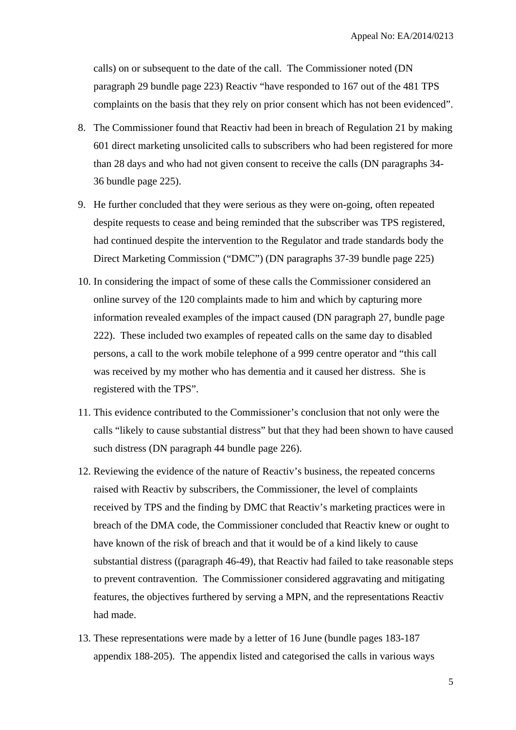calls) on or subsequent to the date of the call. The Commissioner noted (DN paragraph 29 bundle page 223) Reactiv "have responded to 167 out of the 481 TPS complaints on the basis that they rely on prior consent which has not been evidenced".

8. The Commissioner found that Reactiv had been in breach of Regulation 21 by making 601 direct marketing unsolicited calls to subscribers who had been registered for more than 28 days and who had not given consent to receive the calls (DN paragraphs 34-36 bundle page 225).

9. He further concluded that they were serious as they were on-going, often repeated despite requests to cease and being reminded that the subscriber was TPS registered, had continued despite the intervention to the Regulator and trade standards body the Direct Marketing Commission ("DMC") (DN paragraphs 37-39 bundle page 225)

10. In considering the impact of some of these calls the Commissioner considered an online survey of the 120 complaints made to him and which by capturing more information revealed examples of the impact caused (DN paragraph 27, bundle page 222). These included two examples of repeated calls on the same day to disabled persons, a call to the work mobile telephone of a 999 centre operator and "this call was received by my mother who has dementia and it caused her distress. She is registered with the TPS".

11. This evidence contributed to the Commissioner's conclusion that not only were the calls "likely to cause substantial distress" but that they had been shown to have caused such distress (DN paragraph 44 bundle page 226).

12. Reviewing the evidence of the nature of Reactiv's business, the repeated concerns raised with Reactiv by subscribers, the Commissioner, the level of complaints received by TPS and the finding by DMC that Reactiv's marketing practices were in breach of the DMA code, the Commissioner concluded that Reactiv knew or ought to have known of the risk of breach and that it would be of a kind likely to cause substantial distress ((paragraph 46-49), that Reactiv had failed to take reasonable steps to prevent contravention. The Commissioner considered aggravating and mitigating features, the objectives furthered by serving a MPN, and the representations Reactiv had made.

13. These representations were made by a letter of 16 June (bundle pages 183-187 appendix 188-205). The appendix listed and categorised the calls in various ways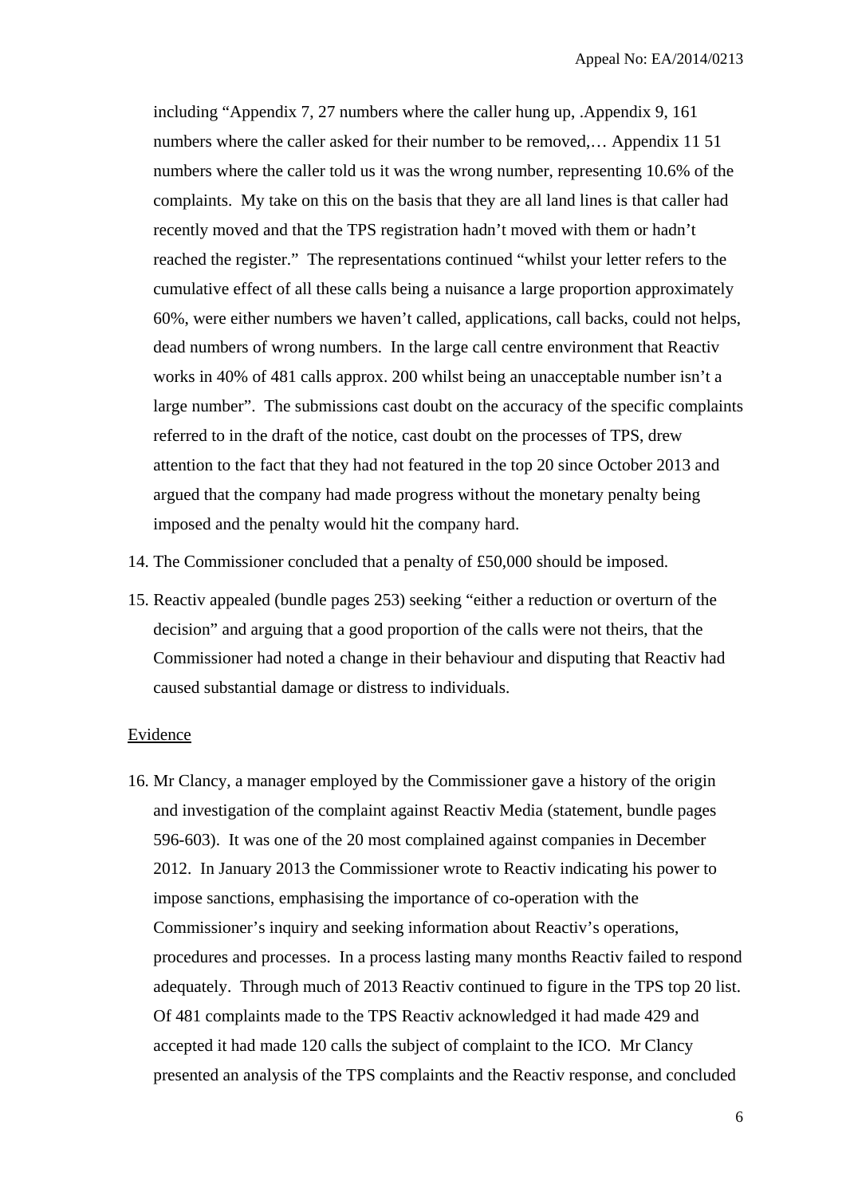including "Appendix 7, 27 numbers where the caller hung up, .Appendix 9, 161 numbers where the caller asked for their number to be removed,… Appendix 11 51 numbers where the caller told us it was the wrong number, representing 10.6% of the complaints. My take on this on the basis that they are all land lines is that caller had recently moved and that the TPS registration hadn't moved with them or hadn't reached the register." The representations continued "whilst your letter refers to the cumulative effect of all these calls being a nuisance a large proportion approximately 60%, were either numbers we haven't called, applications, call backs, could not helps, dead numbers of wrong numbers. In the large call centre environment that Reactiv works in 40% of 481 calls approx. 200 whilst being an unacceptable number isn't a large number". The submissions cast doubt on the accuracy of the specific complaints referred to in the draft of the notice, cast doubt on the processes of TPS, drew attention to the fact that they had not featured in the top 20 since October 2013 and argued that the company had made progress without the monetary penalty being imposed and the penalty would hit the company hard.

14. The Commissioner concluded that a penalty of £50,000 should be imposed.

15. Reactiv appealed (bundle pages 253) seeking "either a reduction or overturn of the decision" and arguing that a good proportion of the calls were not theirs, that the Commissioner had noted a change in their behaviour and disputing that Reactiv had caused substantial damage or distress to individuals.

<u>Evidence</u>

16. Mr Clancy, a manager employed by the Commissioner gave a history of the origin and investigation of the complaint against Reactiv Media (statement, bundle pages 596-603). It was one of the 20 most complained against companies in December 2012. In January 2013 the Commissioner wrote to Reactiv indicating his power to impose sanctions, emphasising the importance of co-operation with the Commissioner's inquiry and seeking information about Reactiv's operations, procedures and processes. In a process lasting many months Reactiv failed to respond adequately. Through much of 2013 Reactiv continued to figure in the TPS top 20 list. Of 481 complaints made to the TPS Reactiv acknowledged it had made 429 and accepted it had made 120 calls the subject of complaint to the ICO. Mr Clancy presented an analysis of the TPS complaints and the Reactiv response, and concluded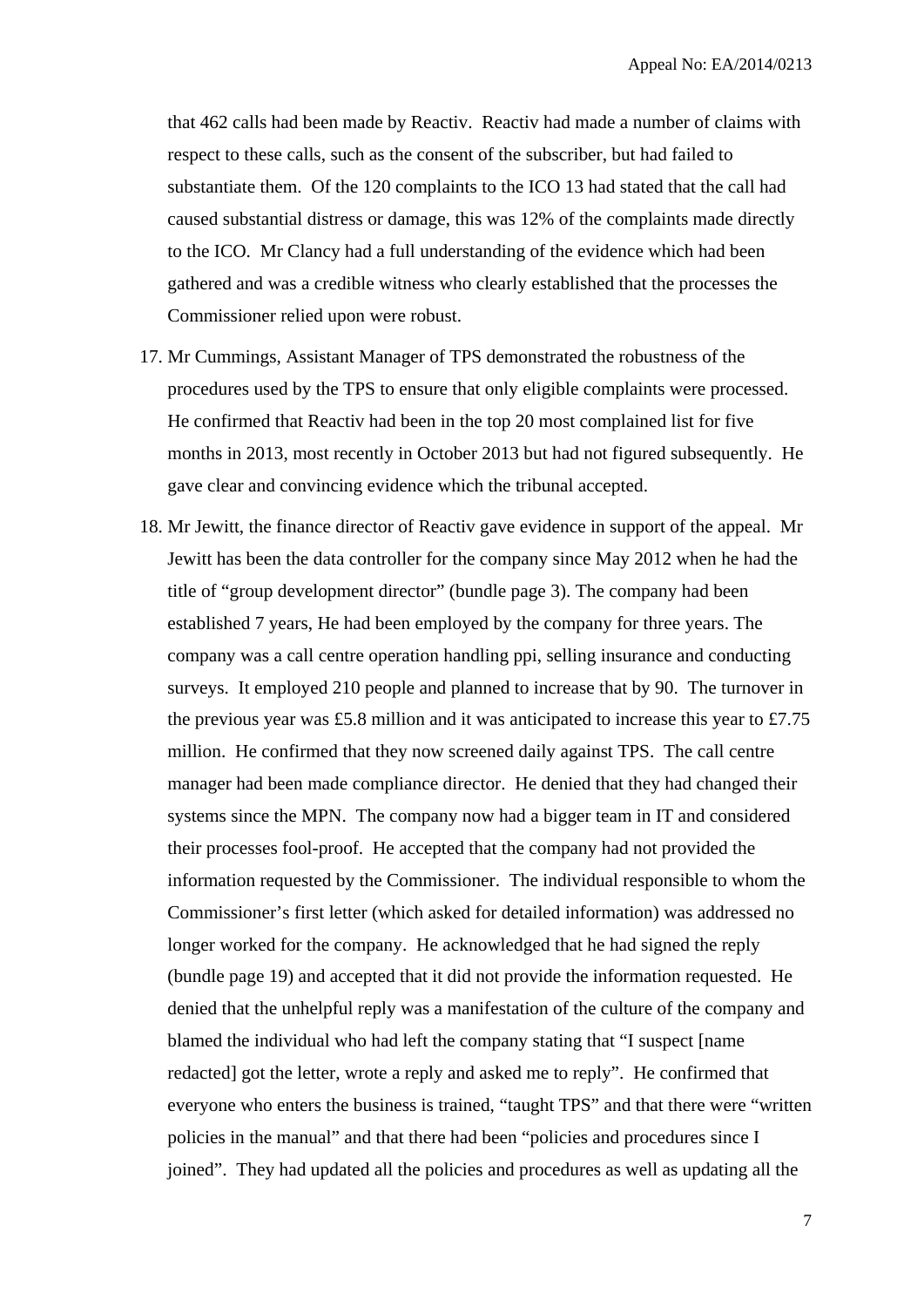that 462 calls had been made by Reactiv. Reactiv had made a number of claims with respect to these calls, such as the consent of the subscriber, but had failed to substantiate them. Of the 120 complaints to the ICO 13 had stated that the call had caused substantial distress or damage, this was 12% of the complaints made directly to the ICO. Mr Clancy had a full understanding of the evidence which had been gathered and was a credible witness who clearly established that the processes the Commissioner relied upon were robust.

17. Mr Cummings, Assistant Manager of TPS demonstrated the robustness of the procedures used by the TPS to ensure that only eligible complaints were processed. He confirmed that Reactiv had been in the top 20 most complained list for five months in 2013, most recently in October 2013 but had not figured subsequently. He gave clear and convincing evidence which the tribunal accepted.

18. Mr Jewitt, the finance director of Reactiv gave evidence in support of the appeal. Mr Jewitt has been the data controller for the company since May 2012 when he had the title of "group development director" (bundle page 3). The company had been established 7 years, He had been employed by the company for three years. The company was a call centre operation handling ppi, selling insurance and conducting surveys. It employed 210 people and planned to increase that by 90. The turnover in the previous year was £5.8 million and it was anticipated to increase this year to £7.75 million. He confirmed that they now screened daily against TPS. The call centre manager had been made compliance director. He denied that they had changed their systems since the MPN. The company now had a bigger team in IT and considered their processes fool-proof. He accepted that the company had not provided the information requested by the Commissioner. The individual responsible to whom the Commissioner's first letter (which asked for detailed information) was addressed no longer worked for the company. He acknowledged that he had signed the reply (bundle page 19) and accepted that it did not provide the information requested. He denied that the unhelpful reply was a manifestation of the culture of the company and blamed the individual who had left the company stating that "I suspect [name redacted] got the letter, wrote a reply and asked me to reply". He confirmed that everyone who enters the business is trained, "taught TPS" and that there were "written policies in the manual" and that there had been "policies and procedures since I joined". They had updated all the policies and procedures as well as updating all the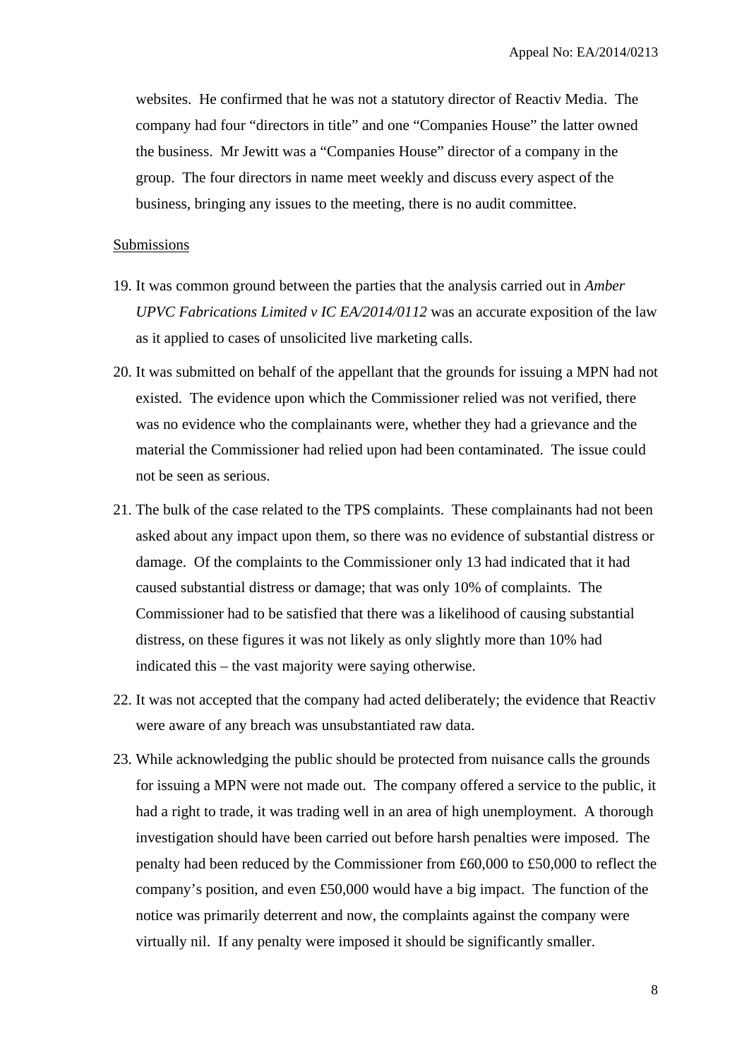websites. He confirmed that he was not a statutory director of Reactiv Media. The company had four "directors in title" and one "Companies House" the latter owned the business. Mr Jewitt was a "Companies House" director of a company in the group. The four directors in name meet weekly and discuss every aspect of the business, bringing any issues to the meeting, there is no audit committee.

<u>Submissions</u>

19. It was common ground between the parties that the analysis carried out in *Amber UPVC Fabrications Limited v IC EA/2014/0112* was an accurate exposition of the law as it applied to cases of unsolicited live marketing calls.

20. It was submitted on behalf of the appellant that the grounds for issuing a MPN had not existed. The evidence upon which the Commissioner relied was not verified, there was no evidence who the complainants were, whether they had a grievance and the material the Commissioner had relied upon had been contaminated. The issue could not be seen as serious.

21. The bulk of the case related to the TPS complaints. These complainants had not been asked about any impact upon them, so there was no evidence of substantial distress or damage. Of the complaints to the Commissioner only 13 had indicated that it had caused substantial distress or damage; that was only 10% of complaints. The Commissioner had to be satisfied that there was a likelihood of causing substantial distress, on these figures it was not likely as only slightly more than 10% had indicated this – the vast majority were saying otherwise.

22. It was not accepted that the company had acted deliberately; the evidence that Reactiv were aware of any breach was unsubstantiated raw data.

23. While acknowledging the public should be protected from nuisance calls the grounds for issuing a MPN were not made out. The company offered a service to the public, it had a right to trade, it was trading well in an area of high unemployment. A thorough investigation should have been carried out before harsh penalties were imposed. The penalty had been reduced by the Commissioner from £60,000 to £50,000 to reflect the company's position, and even £50,000 would have a big impact. The function of the notice was primarily deterrent and now, the complaints against the company were virtually nil. If any penalty were imposed it should be significantly smaller.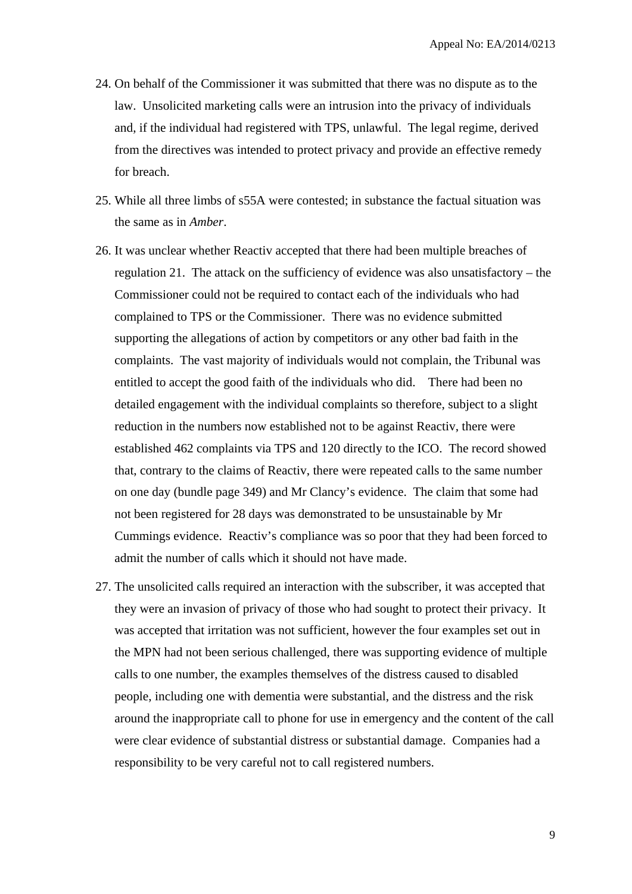24. On behalf of the Commissioner it was submitted that there was no dispute as to the law. Unsolicited marketing calls were an intrusion into the privacy of individuals and, if the individual had registered with TPS, unlawful. The legal regime, derived from the directives was intended to protect privacy and provide an effective remedy for breach.

25. While all three limbs of s55A were contested; in substance the factual situation was the same as in *Amber*.

26. It was unclear whether Reactiv accepted that there had been multiple breaches of regulation 21. The attack on the sufficiency of evidence was also unsatisfactory – the Commissioner could not be required to contact each of the individuals who had complained to TPS or the Commissioner. There was no evidence submitted supporting the allegations of action by competitors or any other bad faith in the complaints. The vast majority of individuals would not complain, the Tribunal was entitled to accept the good faith of the individuals who did. There had been no detailed engagement with the individual complaints so therefore, subject to a slight reduction in the numbers now established not to be against Reactiv, there were established 462 complaints via TPS and 120 directly to the ICO. The record showed that, contrary to the claims of Reactiv, there were repeated calls to the same number on one day (bundle page 349) and Mr Clancy's evidence. The claim that some had not been registered for 28 days was demonstrated to be unsustainable by Mr Cummings evidence. Reactiv's compliance was so poor that they had been forced to admit the number of calls which it should not have made.

27. The unsolicited calls required an interaction with the subscriber, it was accepted that they were an invasion of privacy of those who had sought to protect their privacy. It was accepted that irritation was not sufficient, however the four examples set out in the MPN had not been serious challenged, there was supporting evidence of multiple calls to one number, the examples themselves of the distress caused to disabled people, including one with dementia were substantial, and the distress and the risk around the inappropriate call to phone for use in emergency and the content of the call were clear evidence of substantial distress or substantial damage. Companies had a responsibility to be very careful not to call registered numbers.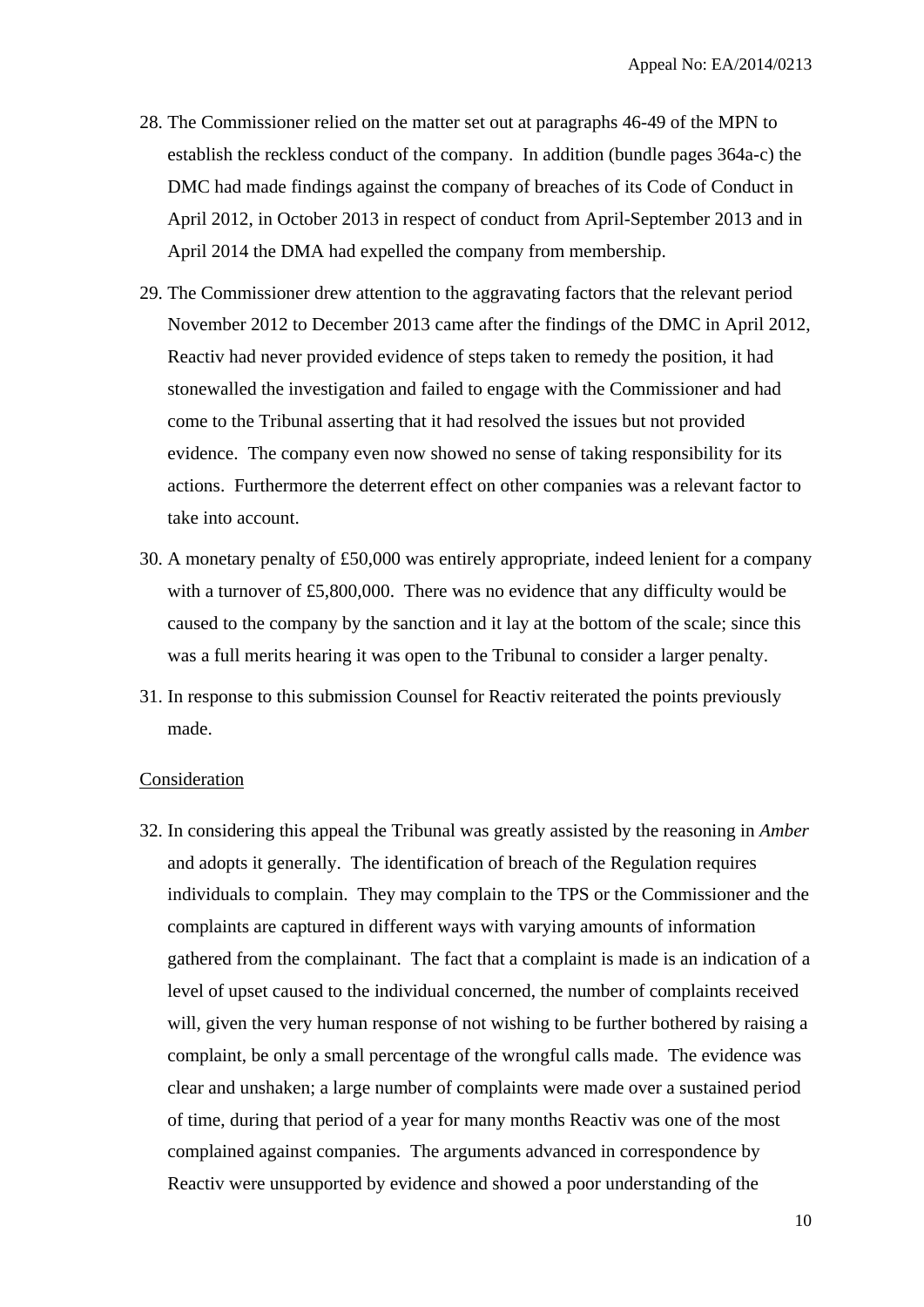28. The Commissioner relied on the matter set out at paragraphs 46-49 of the MPN to establish the reckless conduct of the company. In addition (bundle pages 364a-c) the DMC had made findings against the company of breaches of its Code of Conduct in April 2012, in October 2013 in respect of conduct from April-September 2013 and in April 2014 the DMA had expelled the company from membership.

29. The Commissioner drew attention to the aggravating factors that the relevant period November 2012 to December 2013 came after the findings of the DMC in April 2012, Reactiv had never provided evidence of steps taken to remedy the position, it had stonewalled the investigation and failed to engage with the Commissioner and had come to the Tribunal asserting that it had resolved the issues but not provided evidence. The company even now showed no sense of taking responsibility for its actions. Furthermore the deterrent effect on other companies was a relevant factor to take into account.

30. A monetary penalty of £50,000 was entirely appropriate, indeed lenient for a company with a turnover of £5,800,000. There was no evidence that any difficulty would be caused to the company by the sanction and it lay at the bottom of the scale; since this was a full merits hearing it was open to the Tribunal to consider a larger penalty.

31. In response to this submission Counsel for Reactiv reiterated the points previously made.

<u>Consideration</u>

32. In considering this appeal the Tribunal was greatly assisted by the reasoning in *Amber* and adopts it generally. The identification of breach of the Regulation requires individuals to complain. They may complain to the TPS or the Commissioner and the complaints are captured in different ways with varying amounts of information gathered from the complainant. The fact that a complaint is made is an indication of a level of upset caused to the individual concerned, the number of complaints received will, given the very human response of not wishing to be further bothered by raising a complaint, be only a small percentage of the wrongful calls made. The evidence was clear and unshaken; a large number of complaints were made over a sustained period of time, during that period of a year for many months Reactiv was one of the most complained against companies. The arguments advanced in correspondence by Reactiv were unsupported by evidence and showed a poor understanding of the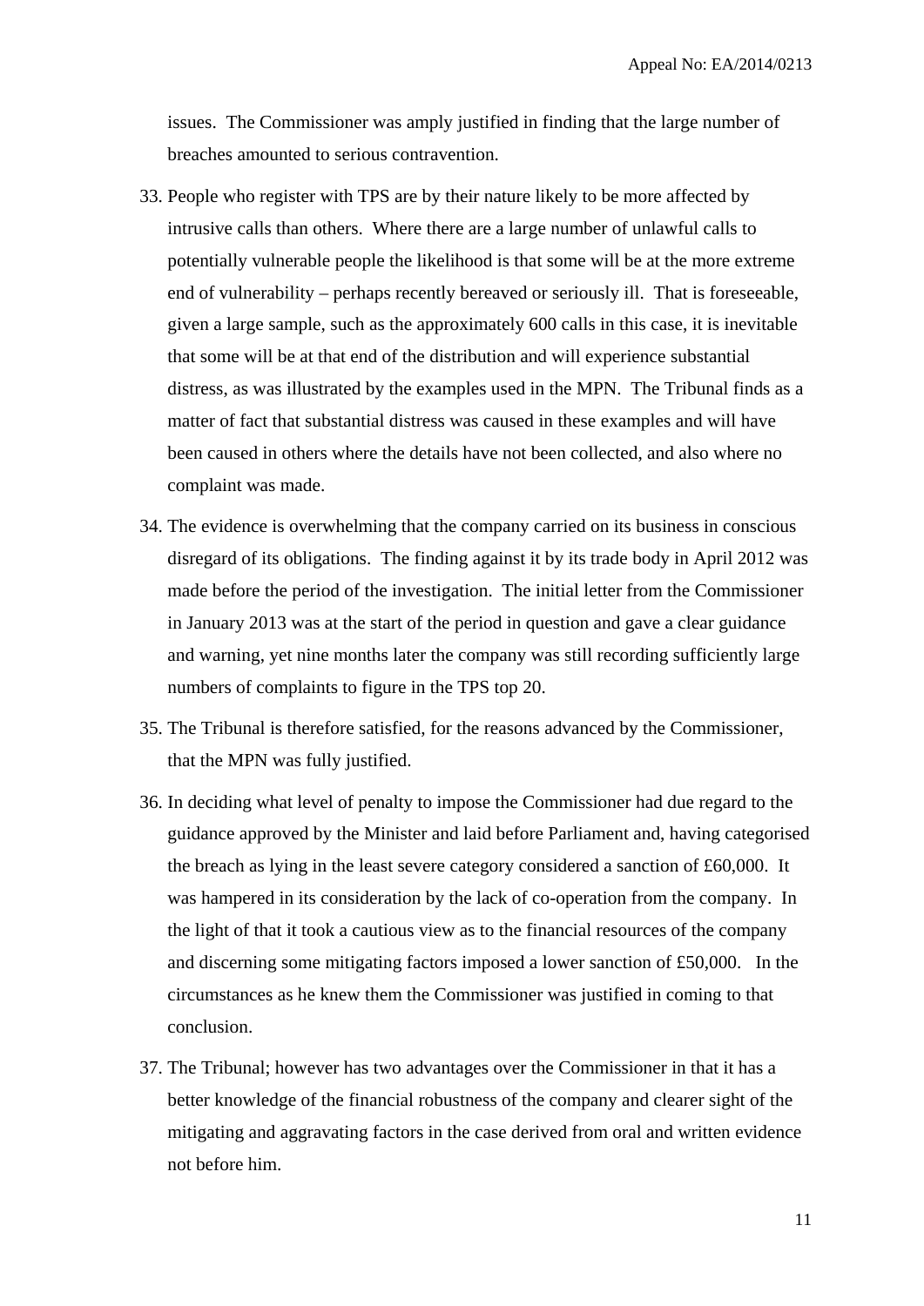issues. The Commissioner was amply justified in finding that the large number of breaches amounted to serious contravention.

33. People who register with TPS are by their nature likely to be more affected by intrusive calls than others. Where there are a large number of unlawful calls to potentially vulnerable people the likelihood is that some will be at the more extreme end of vulnerability – perhaps recently bereaved or seriously ill. That is foreseeable, given a large sample, such as the approximately 600 calls in this case, it is inevitable that some will be at that end of the distribution and will experience substantial distress, as was illustrated by the examples used in the MPN. The Tribunal finds as a matter of fact that substantial distress was caused in these examples and will have been caused in others where the details have not been collected, and also where no complaint was made.

34. The evidence is overwhelming that the company carried on its business in conscious disregard of its obligations. The finding against it by its trade body in April 2012 was made before the period of the investigation. The initial letter from the Commissioner in January 2013 was at the start of the period in question and gave a clear guidance and warning, yet nine months later the company was still recording sufficiently large numbers of complaints to figure in the TPS top 20.

35. The Tribunal is therefore satisfied, for the reasons advanced by the Commissioner, that the MPN was fully justified.

36. In deciding what level of penalty to impose the Commissioner had due regard to the guidance approved by the Minister and laid before Parliament and, having categorised the breach as lying in the least severe category considered a sanction of £60,000. It was hampered in its consideration by the lack of co-operation from the company. In the light of that it took a cautious view as to the financial resources of the company and discerning some mitigating factors imposed a lower sanction of £50,000. In the circumstances as he knew them the Commissioner was justified in coming to that conclusion.

37. The Tribunal; however has two advantages over the Commissioner in that it has a better knowledge of the financial robustness of the company and clearer sight of the mitigating and aggravating factors in the case derived from oral and written evidence not before him.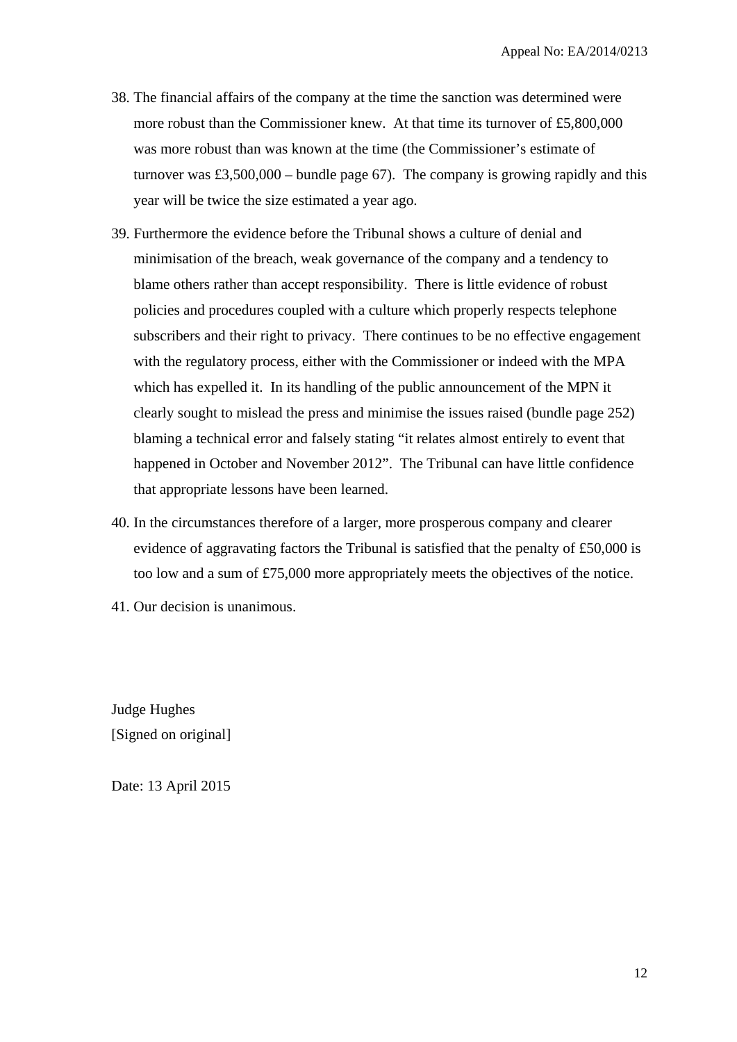38. The financial affairs of the company at the time the sanction was determined were more robust than the Commissioner knew. At that time its turnover of £5,800,000 was more robust than was known at the time (the Commissioner's estimate of turnover was £3,500,000 – bundle page 67). The company is growing rapidly and this year will be twice the size estimated a year ago.

39. Furthermore the evidence before the Tribunal shows a culture of denial and minimisation of the breach, weak governance of the company and a tendency to blame others rather than accept responsibility. There is little evidence of robust policies and procedures coupled with a culture which properly respects telephone subscribers and their right to privacy. There continues to be no effective engagement with the regulatory process, either with the Commissioner or indeed with the MPA which has expelled it. In its handling of the public announcement of the MPN it clearly sought to mislead the press and minimise the issues raised (bundle page 252) blaming a technical error and falsely stating "it relates almost entirely to event that happened in October and November 2012". The Tribunal can have little confidence that appropriate lessons have been learned.

40. In the circumstances therefore of a larger, more prosperous company and clearer evidence of aggravating factors the Tribunal is satisfied that the penalty of £50,000 is too low and a sum of £75,000 more appropriately meets the objectives of the notice.

41. Our decision is unanimous.

Judge Hughes
[Signed on original]

Date: 13 April 2015